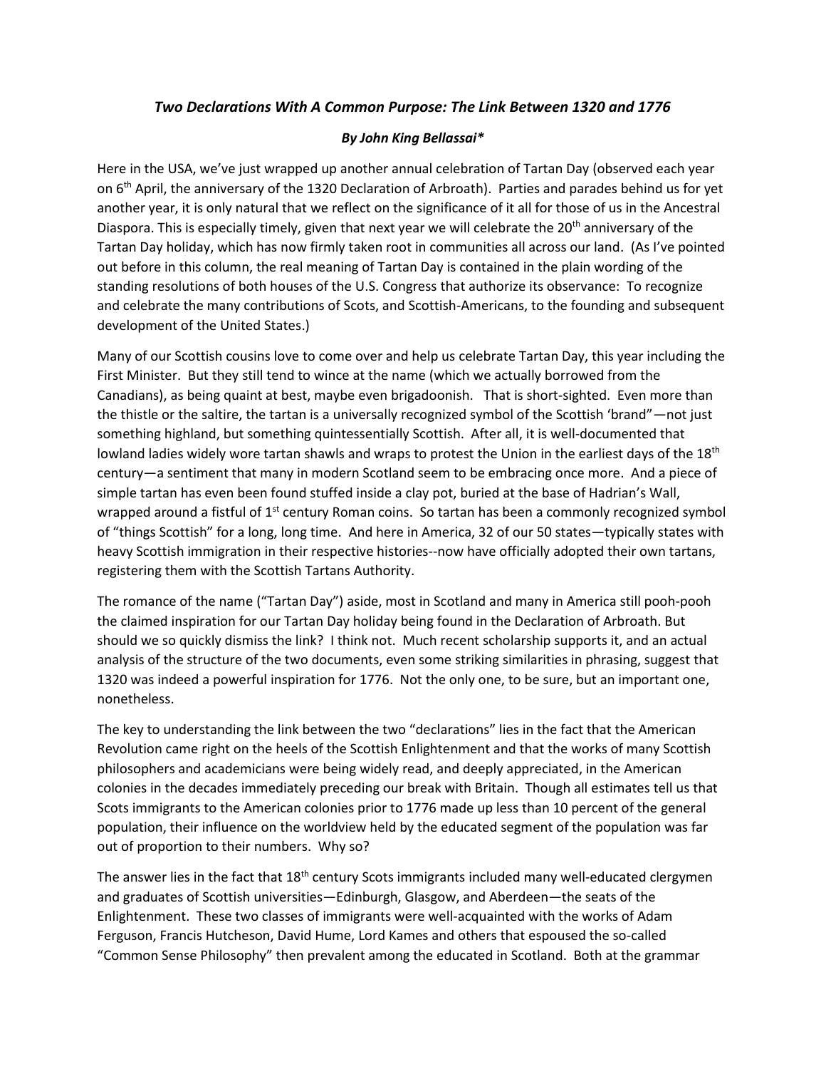# *Two Declarations With A Common Purpose: The Link Between 1320 and 1776*

***By John King Bellassai****

Here in the USA, we've just wrapped up another annual celebration of Tartan Day (observed each year on 6th April, the anniversary of the 1320 Declaration of Arbroath). Parties and parades behind us for yet another year, it is only natural that we reflect on the significance of it all for those of us in the Ancestral Diaspora. This is especially timely, given that next year we will celebrate the 20th anniversary of the Tartan Day holiday, which has now firmly taken root in communities all across our land. (As I've pointed out before in this column, the real meaning of Tartan Day is contained in the plain wording of the standing resolutions of both houses of the U.S. Congress that authorize its observance: To recognize and celebrate the many contributions of Scots, and Scottish-Americans, to the founding and subsequent development of the United States.)

Many of our Scottish cousins love to come over and help us celebrate Tartan Day, this year including the First Minister. But they still tend to wince at the name (which we actually borrowed from the Canadians), as being quaint at best, maybe even brigadoonish. That is short-sighted. Even more than the thistle or the saltire, the tartan is a universally recognized symbol of the Scottish 'brand"—not just something highland, but something quintessentially Scottish. After all, it is well-documented that lowland ladies widely wore tartan shawls and wraps to protest the Union in the earliest days of the 18th century—a sentiment that many in modern Scotland seem to be embracing once more. And a piece of simple tartan has even been found stuffed inside a clay pot, buried at the base of Hadrian's Wall, wrapped around a fistful of 1st century Roman coins. So tartan has been a commonly recognized symbol of "things Scottish" for a long, long time. And here in America, 32 of our 50 states—typically states with heavy Scottish immigration in their respective histories--now have officially adopted their own tartans, registering them with the Scottish Tartans Authority.

The romance of the name ("Tartan Day") aside, most in Scotland and many in America still pooh-pooh the claimed inspiration for our Tartan Day holiday being found in the Declaration of Arbroath. But should we so quickly dismiss the link? I think not. Much recent scholarship supports it, and an actual analysis of the structure of the two documents, even some striking similarities in phrasing, suggest that 1320 was indeed a powerful inspiration for 1776. Not the only one, to be sure, but an important one, nonetheless.

The key to understanding the link between the two "declarations" lies in the fact that the American Revolution came right on the heels of the Scottish Enlightenment and that the works of many Scottish philosophers and academicians were being widely read, and deeply appreciated, in the American colonies in the decades immediately preceding our break with Britain. Though all estimates tell us that Scots immigrants to the American colonies prior to 1776 made up less than 10 percent of the general population, their influence on the worldview held by the educated segment of the population was far out of proportion to their numbers. Why so?

The answer lies in the fact that 18th century Scots immigrants included many well-educated clergymen and graduates of Scottish universities—Edinburgh, Glasgow, and Aberdeen—the seats of the Enlightenment. These two classes of immigrants were well-acquainted with the works of Adam Ferguson, Francis Hutcheson, David Hume, Lord Kames and others that espoused the so-called "Common Sense Philosophy" then prevalent among the educated in Scotland. Both at the grammar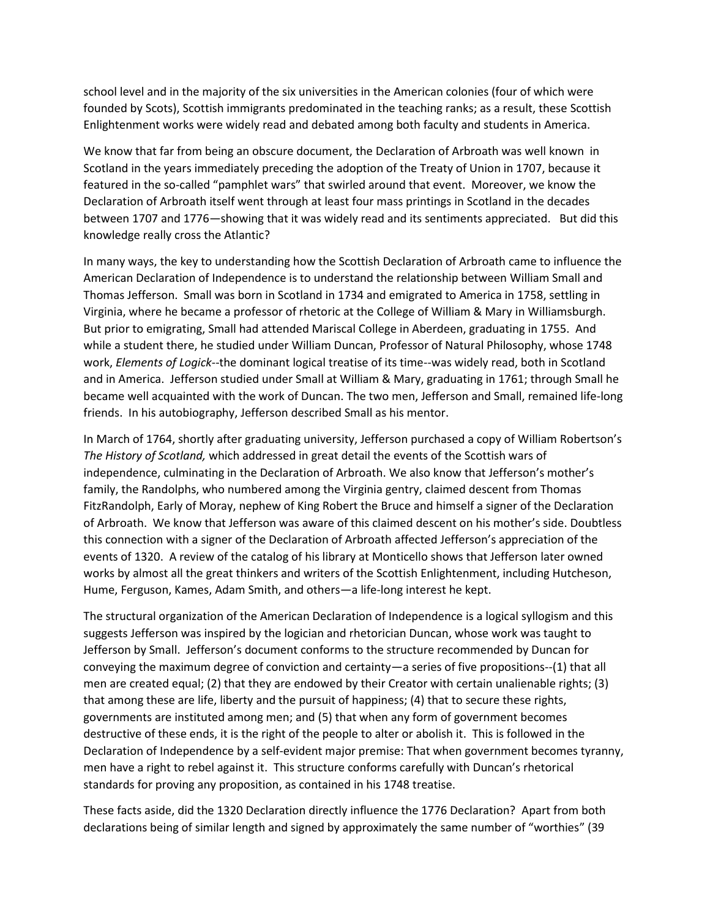school level and in the majority of the six universities in the American colonies (four of which were founded by Scots), Scottish immigrants predominated in the teaching ranks; as a result, these Scottish Enlightenment works were widely read and debated among both faculty and students in America.

We know that far from being an obscure document, the Declaration of Arbroath was well known in Scotland in the years immediately preceding the adoption of the Treaty of Union in 1707, because it featured in the so-called "pamphlet wars" that swirled around that event. Moreover, we know the Declaration of Arbroath itself went through at least four mass printings in Scotland in the decades between 1707 and 1776—showing that it was widely read and its sentiments appreciated. But did this knowledge really cross the Atlantic?

In many ways, the key to understanding how the Scottish Declaration of Arbroath came to influence the American Declaration of Independence is to understand the relationship between William Small and Thomas Jefferson. Small was born in Scotland in 1734 and emigrated to America in 1758, settling in Virginia, where he became a professor of rhetoric at the College of William & Mary in Williamsburgh. But prior to emigrating, Small had attended Mariscal College in Aberdeen, graduating in 1755. And while a student there, he studied under William Duncan, Professor of Natural Philosophy, whose 1748 work, *Elements of Logick*--the dominant logical treatise of its time--was widely read, both in Scotland and in America. Jefferson studied under Small at William & Mary, graduating in 1761; through Small he became well acquainted with the work of Duncan. The two men, Jefferson and Small, remained life-long friends. In his autobiography, Jefferson described Small as his mentor.

In March of 1764, shortly after graduating university, Jefferson purchased a copy of William Robertson's *The History of Scotland,* which addressed in great detail the events of the Scottish wars of independence, culminating in the Declaration of Arbroath. We also know that Jefferson's mother's family, the Randolphs, who numbered among the Virginia gentry, claimed descent from Thomas FitzRandolph, Early of Moray, nephew of King Robert the Bruce and himself a signer of the Declaration of Arbroath. We know that Jefferson was aware of this claimed descent on his mother's side. Doubtless this connection with a signer of the Declaration of Arbroath affected Jefferson's appreciation of the events of 1320. A review of the catalog of his library at Monticello shows that Jefferson later owned works by almost all the great thinkers and writers of the Scottish Enlightenment, including Hutcheson, Hume, Ferguson, Kames, Adam Smith, and others—a life-long interest he kept.

The structural organization of the American Declaration of Independence is a logical syllogism and this suggests Jefferson was inspired by the logician and rhetorician Duncan, whose work was taught to Jefferson by Small. Jefferson's document conforms to the structure recommended by Duncan for conveying the maximum degree of conviction and certainty—a series of five propositions--(1) that all men are created equal; (2) that they are endowed by their Creator with certain unalienable rights; (3) that among these are life, liberty and the pursuit of happiness; (4) that to secure these rights, governments are instituted among men; and (5) that when any form of government becomes destructive of these ends, it is the right of the people to alter or abolish it. This is followed in the Declaration of Independence by a self-evident major premise: That when government becomes tyranny, men have a right to rebel against it. This structure conforms carefully with Duncan's rhetorical standards for proving any proposition, as contained in his 1748 treatise.

These facts aside, did the 1320 Declaration directly influence the 1776 Declaration? Apart from both declarations being of similar length and signed by approximately the same number of "worthies" (39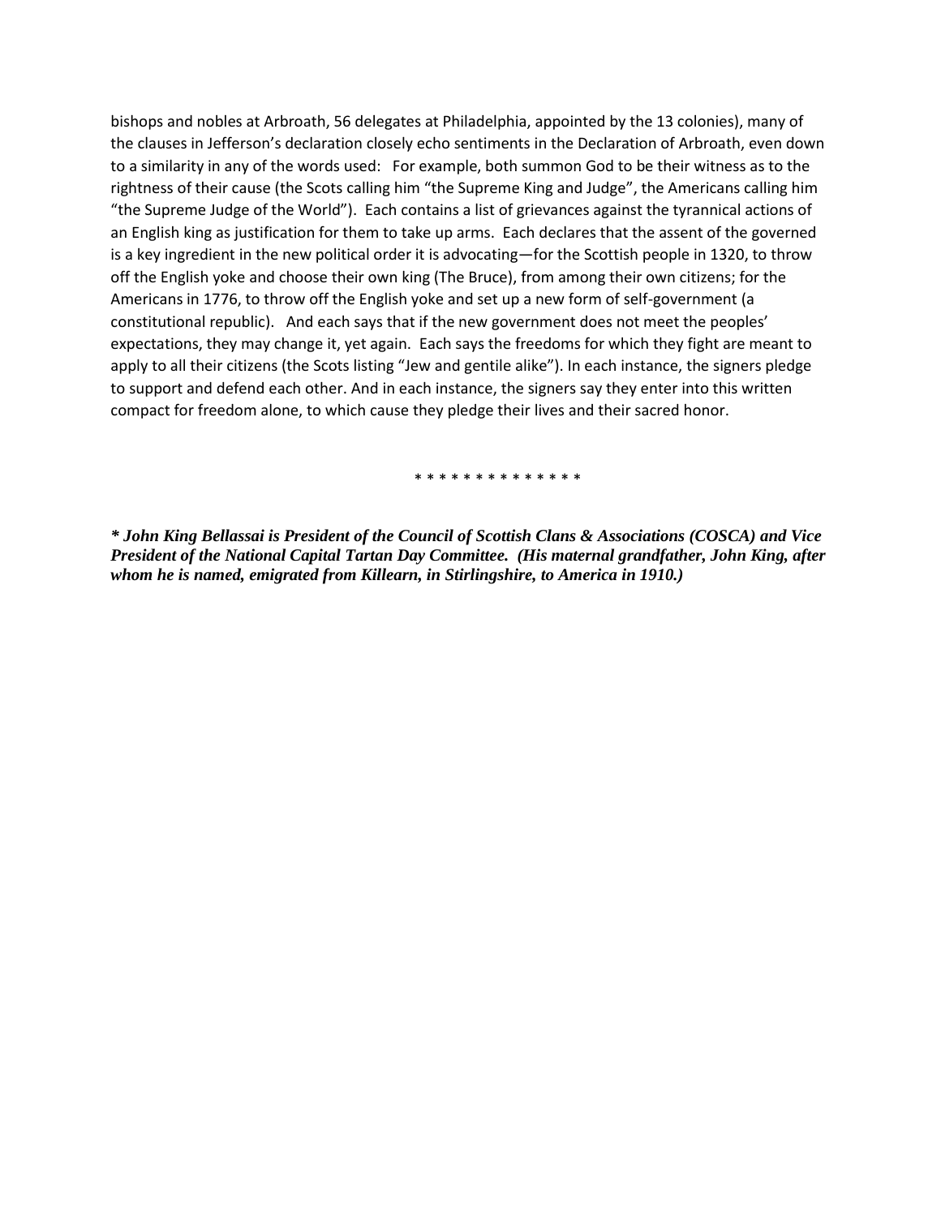bishops and nobles at Arbroath, 56 delegates at Philadelphia, appointed by the 13 colonies), many of the clauses in Jefferson's declaration closely echo sentiments in the Declaration of Arbroath, even down to a similarity in any of the words used: For example, both summon God to be their witness as to the rightness of their cause (the Scots calling him "the Supreme King and Judge", the Americans calling him "the Supreme Judge of the World"). Each contains a list of grievances against the tyrannical actions of an English king as justification for them to take up arms. Each declares that the assent of the governed is a key ingredient in the new political order it is advocating—for the Scottish people in 1320, to throw off the English yoke and choose their own king (The Bruce), from among their own citizens; for the Americans in 1776, to throw off the English yoke and set up a new form of self-government (a constitutional republic). And each says that if the new government does not meet the peoples' expectations, they may change it, yet again. Each says the freedoms for which they fight are meant to apply to all their citizens (the Scots listing "Jew and gentile alike"). In each instance, the signers pledge to support and defend each other. And in each instance, the signers say they enter into this written compact for freedom alone, to which cause they pledge their lives and their sacred honor.

* * * * * * * * * * * * * *

***\* John King Bellassai is President of the Council of Scottish Clans & Associations (COSCA) and Vice President of the National Capital Tartan Day Committee. (His maternal grandfather, John King, after whom he is named, emigrated from Killearn, in Stirlingshire, to America in 1910.)***